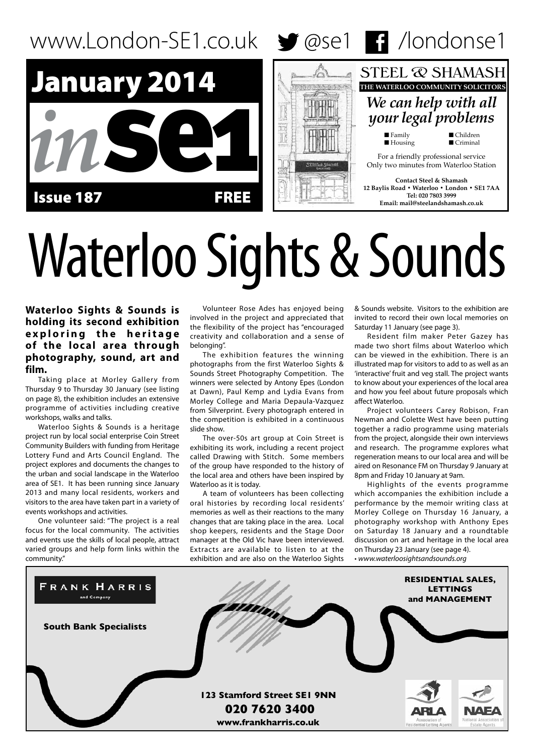www.London-SE1.co.uk @se1 /londonse1

**January 2014**

# in SE1

**Issue 187** **FREE**

**STEEL & SHAMASH**
**THE WATERLOO COMMUNITY SOLICITORS**

*We can help with all your legal problems*

- Family
- Children
- Housing
- Criminal

For a friendly professional service
Only two minutes from Waterloo Station

**Contact Steel & Shamash**
**12 Baylis Road • Waterloo • London • SE1 7AA**
**Tel: 020 7803 3999**
**Email: mail@steelandshamash.co.uk**

# Waterloo Sights & Sounds

**Waterloo Sights & Sounds is holding its second exhibition exploring the heritage of the local area through photography, sound, art and film.**

Taking place at Morley Gallery from Thursday 9 to Thursday 30 January (see listing on page 8), the exhibition includes an extensive programme of activities including creative workshops, walks and talks.

Waterloo Sights & Sounds is a heritage project run by local social enterprise Coin Street Community Builders with funding from Heritage Lottery Fund and Arts Council England. The project explores and documents the changes to the urban and social landscape in the Waterloo area of SE1. It has been running since January 2013 and many local residents, workers and visitors to the area have taken part in a variety of events workshops and activities.

One volunteer said: "The project is a real focus for the local community. The activities and events use the skills of local people, attract varied groups and help form links within the community."

Volunteer Rose Ades has enjoyed being involved in the project and appreciated that the flexibility of the project has "encouraged creativity and collaboration and a sense of belonging".

The exhibition features the winning photographs from the first Waterloo Sights & Sounds Street Photography Competition. The winners were selected by Antony Epes (London at Dawn), Paul Kemp and Lydia Evans from Morley College and Maria Depaula-Vazquez from Silverprint. Every photograph entered in the competition is exhibited in a continuous slide show.

The over-50s art group at Coin Street is exhibiting its work, including a recent project called Drawing with Stitch. Some members of the group have responded to the history of the local area and others have been inspired by Waterloo as it is today.

A team of volunteers has been collecting oral histories by recording local residents' memories as well as their reactions to the many changes that are taking place in the area. Local shop keepers, residents and the Stage Door manager at the Old Vic have been interviewed. Extracts are available to listen to at the exhibition and are also on the Waterloo Sights & Sounds website. Visitors to the exhibition are invited to record their own local memories on Saturday 11 January (see page 3).

Resident film maker Peter Gazey has made two short films about Waterloo which can be viewed in the exhibition. There is an illustrated map for visitors to add to as well as an 'interactive' fruit and veg stall. The project wants to know about your experiences of the local area and how you feel about future proposals which affect Waterloo.

Project volunteers Carey Robison, Fran Newman and Colette West have been putting together a radio programme using materials from the project, alongside their own interviews and research. The programme explores what regeneration means to our local area and will be aired on Resonance FM on Thursday 9 January at 8pm and Friday 10 January at 9am.

Highlights of the events programme which accompanies the exhibition include a performance by the memoir writing class at Morley College on Thursday 16 January, a photography workshop with Anthony Epes on Saturday 18 January and a roundtable discussion on art and heritage in the local area on Thursday 23 January (see page 4).

• *www.waterloosightsandsounds.org*

**FRANK HARRIS and Company**

**South Bank Specialists**

**RESIDENTIAL SALES, LETTINGS and MANAGEMENT**

**123 Stamford Street SE1 9NN**
**020 7620 3400**
**www.frankharris.co.uk**

ARLA Association of Residential Letting Agents
NAEA National Association of Estate Agents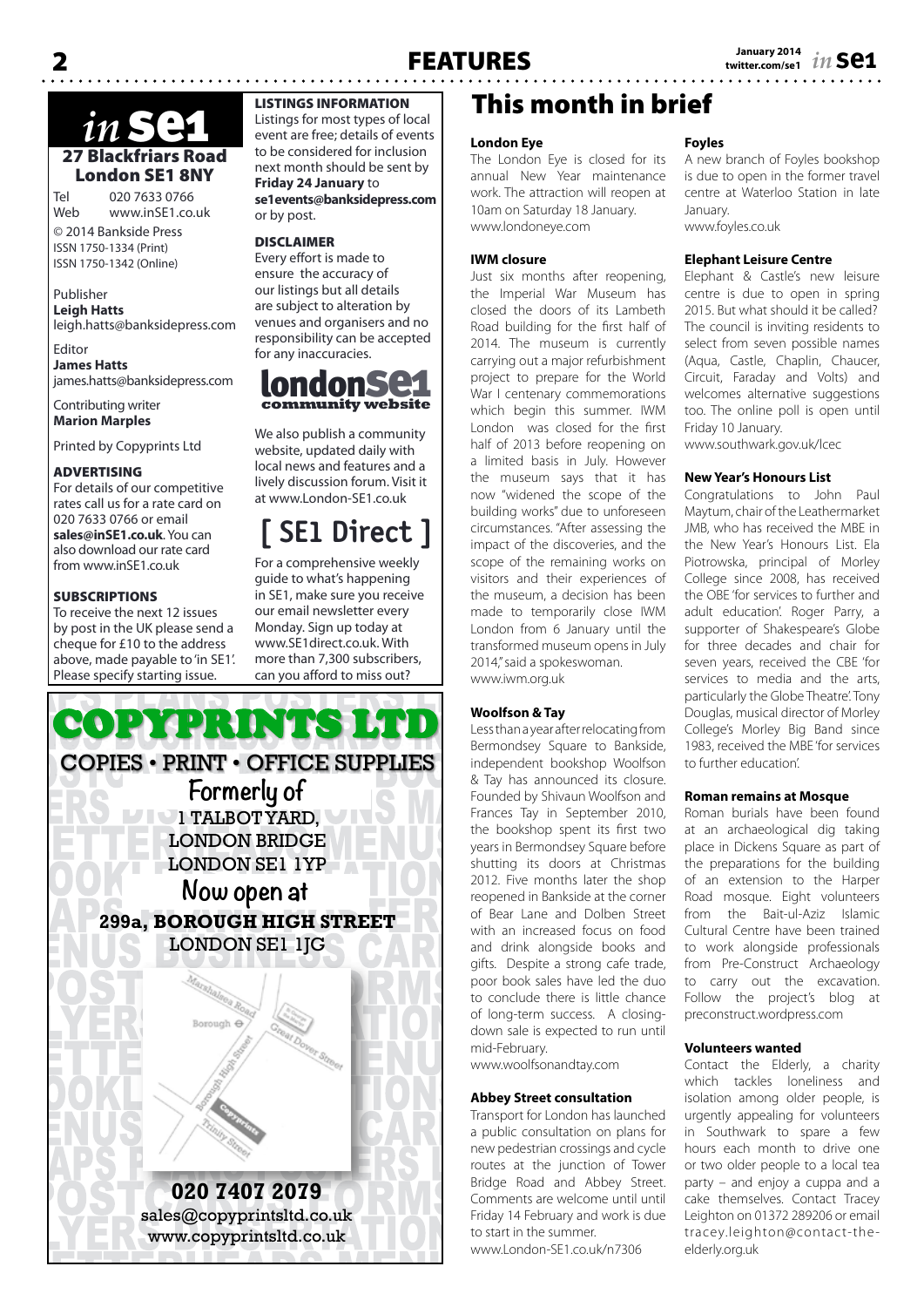# in se1

**27 Blackfriars Road**
**London SE1 8NY**

Tel 020 7633 0766
Web www.inSE1.co.uk

© 2014 Bankside Press
ISSN 1750-1334 (Print)
ISSN 1750-1342 (Online)

Publisher
**Leigh Hatts**
leigh.hatts@banksidepress.com

Editor
**James Hatts**
james.hatts@banksidepress.com

Contributing writer
**Marion Marples**

Printed by Copyprints Ltd

### ADVERTISING

For details of our competitive rates call us for a rate card on 020 7633 0766 or email **sales@inSE1.co.uk**. You can also download our rate card from www.inSE1.co.uk

### SUBSCRIPTIONS

To receive the next 12 issues by post in the UK please send a cheque for £10 to the address above, made payable to 'in SE1'. Please specify starting issue.

### LISTINGS INFORMATION

Listings for most types of local event are free; details of events to be considered for inclusion next month should be sent by **Friday 24 January** to **se1events@banksidepress.com** or by post.

### DISCLAIMER

Every effort is made to ensure the accuracy of our listings but all details are subject to alteration by venues and organisers and no responsibility can be accepted for any inaccuracies.

**londonse1 community website**

We also publish a community website, updated daily with local news and features and a lively discussion forum. Visit it at www.London-SE1.co.uk

**[ SE1 Direct ]**

For a comprehensive weekly guide to what's happening in SE1, make sure you receive our email newsletter every Monday. Sign up today at www.SE1direct.co.uk. With more than 7,300 subscribers, can you afford to miss out?

**COPYPRINTS LTD**

COPIES • PRINT • OFFICE SUPPLIES

Formerly of
1 TALBOT YARD,
LONDON BRIDGE
LONDON SE1 1YP

Now open at
**299a, BOROUGH HIGH STREET**
LONDON SE1 1JG

**020 7407 2079**
sales@copyprintsltd.co.uk
www.copyprintsltd.co.uk

# This month in brief

### London Eye

The London Eye is closed for its annual New Year maintenance work. The attraction will reopen at 10am on Saturday 18 January.
www.londoneye.com

### IWM closure

Just six months after reopening, the Imperial War Museum has closed the doors of its Lambeth Road building for the first half of 2014. The museum is currently carrying out a major refurbishment project to prepare for the World War I centenary commemorations which begin this summer. IWM London was closed for the first half of 2013 before reopening on a limited basis in July. However the museum says that it has now "widened the scope of the building works" due to unforeseen circumstances. "After assessing the impact of the discoveries, and the scope of the remaining works on visitors and their experiences of the museum, a decision has been made to temporarily close IWM London from 6 January until the transformed museum opens in July 2014," said a spokeswoman.
www.iwm.org.uk

### Woolfson & Tay

Less than a year after relocating from Bermondsey Square to Bankside, independent bookshop Woolfson & Tay has announced its closure. Founded by Shivaun Woolfson and Frances Tay in September 2010, the bookshop spent its first two years in Bermondsey Square before shutting its doors at Christmas 2012. Five months later the shop reopened in Bankside at the corner of Bear Lane and Dolben Street with an increased focus on food and drink alongside books and gifts. Despite a strong cafe trade, poor book sales have led the duo to conclude there is little chance of long-term success. A closing-down sale is expected to run until mid-February.
www.woolfsonandtay.com

### Abbey Street consultation

Transport for London has launched a public consultation on plans for new pedestrian crossings and cycle routes at the junction of Tower Bridge Road and Abbey Street. Comments are welcome until until Friday 14 February and work is due to start in the summer.
www.London-SE1.co.uk/n7306

### Foyles

A new branch of Foyles bookshop is due to open in the former travel centre at Waterloo Station in late January.
www.foyles.co.uk

### Elephant Leisure Centre

Elephant & Castle's new leisure centre is due to open in spring 2015. But what should it be called? The council is inviting residents to select from seven possible names (Aqua, Castle, Chaplin, Chaucer, Circuit, Faraday and Volts) and welcomes alternative suggestions too. The online poll is open until Friday 10 January.
www.southwark.gov.uk/lcec

### New Year's Honours List

Congratulations to John Paul Maytum, chair of the Leathermarket JMB, who has received the MBE in the New Year's Honours List. Ela Piotrowska, principal of Morley College since 2008, has received the OBE 'for services to further and adult education'. Roger Parry, a supporter of Shakespeare's Globe for three decades and chair for seven years, received the CBE 'for services to media and the arts, particularly the Globe Theatre'. Tony Douglas, musical director of Morley College's Morley Big Band since 1983, received the MBE 'for services to further education'.

### Roman remains at Mosque

Roman burials have been found at an archaeological dig taking place in Dickens Square as part of the preparations for the building of an extension to the Harper Road mosque. Eight volunteers from the Bait-ul-Aziz Islamic Cultural Centre have been trained to work alongside professionals from Pre-Construct Archaeology to carry out the excavation. Follow the project's blog at preconstruct.wordpress.com

### Volunteers wanted

Contact the Elderly, a charity which tackles loneliness and isolation among older people, is urgently appealing for volunteers in Southwark to spare a few hours each month to drive one or two older people to a local tea party – and enjoy a cuppa and a cake themselves. Contact Tracey Leighton on 01372 289206 or email tracey.leighton@contact-the-elderly.org.uk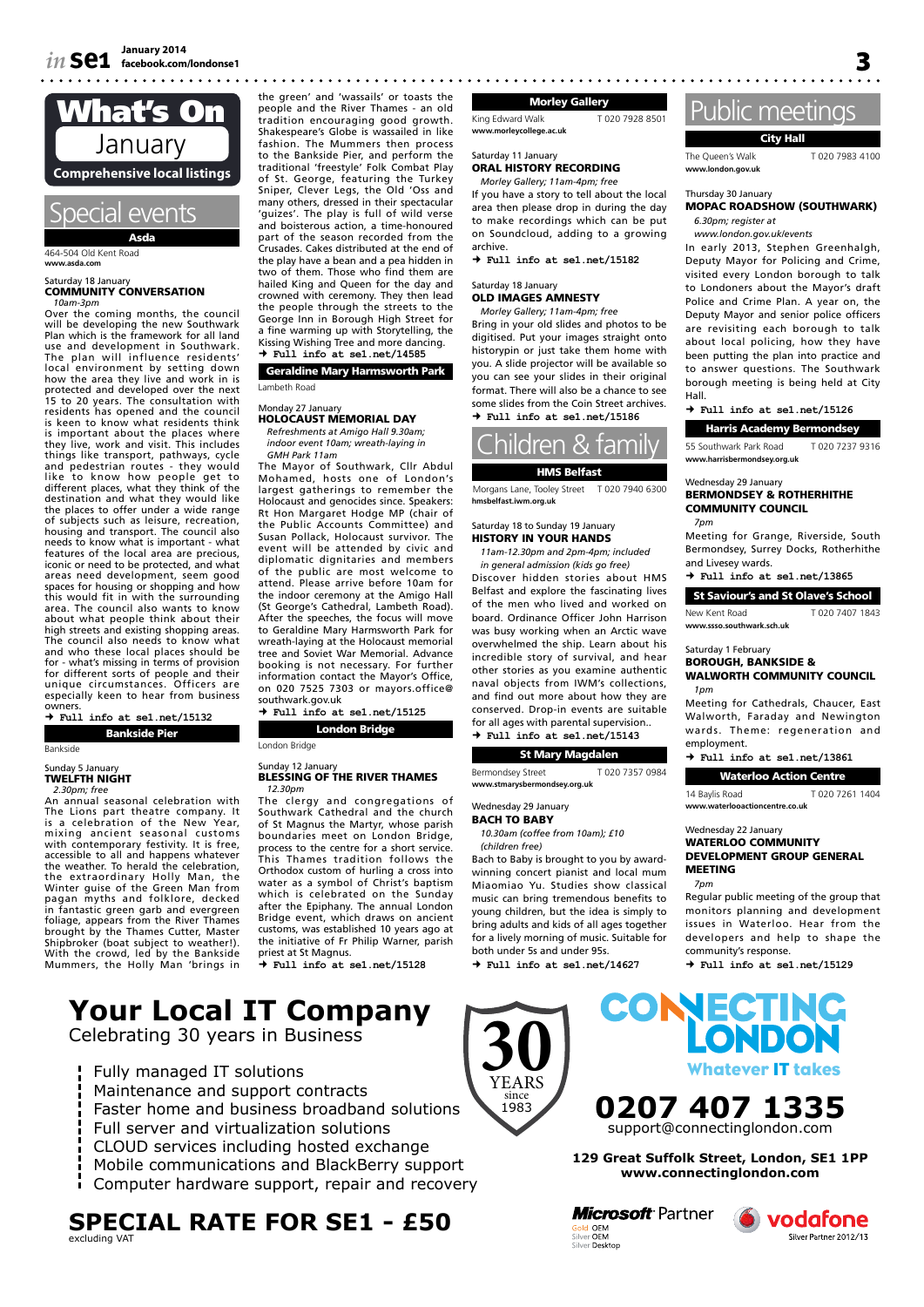# What's On
## January
**Comprehensive local listings**

## Special events

### Asda
464-504 Old Kent Road
**www.asda.com**

Saturday 18 January
**COMMUNITY CONVERSATION**
*10am-3pm*
Over the coming months, the council will be developing the new Southwark Plan which is the framework for all land use and development in Southwark. The plan will influence residents' local environment by setting down how the area they live and work in is protected and developed over the next 15 to 20 years. The consultation with residents has opened and the council is keen to know what residents think is important about the places where they live, work and visit. This includes things like transport, pathways, cycle and pedestrian routes - they would like to know how people get to different places, what they think of the destination and what they would like the places to offer under a wide range of subjects such as leisure, recreation, housing and transport. The council also needs to know what is important - what features of the local area are precious, iconic or need to be protected, and what areas need development, seem good spaces for housing or shopping and how this would fit in with the surrounding area. The council also wants to know about what people think about their high streets and existing shopping areas. The council also needs to know what and who these local places should be for - what's missing in terms of provision for different sorts of people and their unique circumstances. Officers are especially keen to hear from business owners.
→ **Full info at se1.net/15132**

### Bankside Pier
Bankside

Sunday 5 January
**TWELFTH NIGHT**
*2.30pm; free*
An annual seasonal celebration with The Lions part theatre company. It is a celebration of the New Year, mixing ancient seasonal customs with contemporary festivity. It is free, accessible to all and happens whatever the weather. To herald the celebration, the extraordinary Holly Man, the Winter guise of the Green Man from pagan myths and folklore, decked in fantastic green garb and evergreen foliage, appears from the River Thames brought by the Thames Cutter, Master Shipbroker (boat subject to weather!). With the crowd, led by the Bankside Mummers, the Holly Man 'brings in the green' and 'wassails' or toasts the people and the River Thames - an old tradition encouraging good growth. Shakespeare's Globe is wassailed in like fashion. The Mummers then process to the Bankside Pier, and perform the traditional 'freestyle' Folk Combat Play of St. George, featuring the Turkey Sniper, Clever Legs, the Old 'Oss and many others, dressed in their spectacular 'guizes'. The play is full of wild verse and boisterous action, a time-honoured part of the season recorded from the Crusades. Cakes distributed at the end of the play have a bean and a pea hidden in two of them. Those who find them are hailed King and Queen for the day and crowned with ceremony. They then lead the people through the streets to the George Inn in Borough High Street for a fine warming up with Storytelling, the Kissing Wishing Tree and more dancing.
→ **Full info at se1.net/14585**

### Geraldine Mary Harmsworth Park
Lambeth Road

Monday 27 January
**HOLOCAUST MEMORIAL DAY**
*Refreshments at Amigo Hall 9.30am; indoor event 10am; wreath-laying in GMH Park 11am*
The Mayor of Southwark, Cllr Abdul Mohamed, hosts one of London's largest gatherings to remember the Holocaust and genocides since. Speakers: Rt Hon Margaret Hodge MP (chair of the Public Accounts Committee) and Susan Pollack, Holocaust survivor. The event will be attended by civic and diplomatic dignitaries and members of the public are most welcome to attend. Please arrive before 10am for the indoor ceremony at the Amigo Hall (St George's Cathedral, Lambeth Road). After the speeches, the focus will move to Geraldine Mary Harmsworth Park for wreath-laying at the Holocaust memorial tree and Soviet War Memorial. Advance booking is not necessary. For further information contact the Mayor's Office, on 020 7525 7303 or mayors.office@southwark.gov.uk
→ **Full info at se1.net/15125**

### London Bridge
London Bridge

Sunday 12 January
**BLESSING OF THE RIVER THAMES**
*12.30pm*
The clergy and congregations of Southwark Cathedral and the church of St Magnus the Martyr, whose parish boundaries meet on London Bridge, process to the centre for a short service. This Thames tradition follows the Orthodox custom of hurling a cross into water as a symbol of Christ's baptism which is celebrated on the Sunday after the Epiphany. The annual London Bridge event, which draws on ancient customs, was established 10 years ago at the initiative of Fr Philip Warner, parish priest at St Magnus.
→ **Full info at se1.net/15128**

### Morley Gallery
King Edward Walk T 020 7928 8501
**www.morleycollege.ac.uk**

Saturday 11 January
**ORAL HISTORY RECORDING**
*Morley Gallery; 11am-4pm; free*
If you have a story to tell about the local area then please drop in during the day to make recordings which can be put on Soundcloud, adding to a growing archive.
→ **Full info at se1.net/15182**

Saturday 18 January
**OLD IMAGES AMNESTY**
*Morley Gallery; 11am-4pm; free*
Bring in your old slides and photos to be digitised. Put your images straight onto historypin or just take them home with you. A slide projector will be available so you can see your slides in their original format. There will also be a chance to see some slides from the Coin Street archives.
→ **Full info at se1.net/15186**

## Children & family

### HMS Belfast
Morgans Lane, Tooley Street T 020 7940 6300
**hmsbelfast.iwm.org.uk**

Saturday 18 to Sunday 19 January
**HISTORY IN YOUR HANDS**
*11am-12.30pm and 2pm-4pm; included in general admission (kids go free)*
Discover hidden stories about HMS Belfast and explore the fascinating lives of the men who lived and worked on board. Ordinance Officer John Harrison was busy working when an Arctic wave overwhelmed the ship. Learn about his incredible story of survival, and hear other stories as you examine authentic naval objects from IWM's collections, and find out more about how they are conserved. Drop-in events are suitable for all ages with parental supervision.
→ **Full info at se1.net/15143**

### St Mary Magdalen
Bermondsey Street T 020 7357 0984
**www.stmarybermondsey.org.uk**

Wednesday 29 January
**BACH TO BABY**
*10.30am (coffee from 10am); £10 (children free)*
Bach to Baby is brought to you by award-winning concert pianist and local mum Miaomiao Yu. Studies show classical music can bring tremendous benefits to young children, but the idea is simply to bring adults and kids of all ages together for a lively morning of music. Suitable for both under 5s and under 95s.
→ **Full info at se1.net/14627**

## Public meetings

### City Hall
The Queen's Walk T 020 7983 4100
**www.london.gov.uk**

Thursday 30 January
**MOPAC ROADSHOW (SOUTHWARK)**
*6.30pm; register at www.london.gov.uk/events*
In early 2013, Stephen Greenhalgh, Deputy Mayor for Policing and Crime, visited every London borough to talk to Londoners about the Mayor's draft Police and Crime Plan. A year on, the Deputy Mayor and senior police officers are revisiting each borough to talk about local policing, how they have been putting the plan into practice and to answer questions. The Southwark borough meeting is being held at City Hall.
→ **Full info at se1.net/15126**

### Harris Academy Bermondsey
55 Southwark Park Road T 020 7237 9316
**www.harrisbermondsey.org.uk**

Wednesday 29 January
**BERMONDSEY & ROTHERHITHE COMMUNITY COUNCIL**
*7pm*
Meeting for Grange, Riverside, South Bermondsey, Surrey Docks, Rotherhithe and Livesey wards.
→ **Full info at se1.net/13865**

### St Saviour's and St Olave's School
New Kent Road T 020 7407 1843
**www.ssso.southwark.sch.uk**

Saturday 1 February
**BOROUGH, BANKSIDE & WALWORTH COMMUNITY COUNCIL**
*1pm*
Meeting for Cathedrals, Chaucer, East Walworth, Faraday and Newington wards. Theme: regeneration and employment.
→ **Full info at se1.net/13861**

### Waterloo Action Centre
14 Baylis Road T 020 7261 1404
**www.waterlooactioncentre.co.uk**

Wednesday 22 January
**WATERLOO COMMUNITY DEVELOPMENT GROUP GENERAL MEETING**
*7pm*
Regular public meeting of the group that monitors planning and development issues in Waterloo. Hear from the developers and help to shape the community's response.
→ **Full info at se1.net/15129**

---

# Your Local IT Company
Celebrating 30 years in Business

30 YEARS since 1983

- Fully managed IT solutions
- Maintenance and support contracts
- Faster home and business broadband solutions
- Full server and virtualization solutions
- CLOUD services including hosted exchange
- Mobile communications and BlackBerry support
- Computer hardware support, repair and recovery

## SPECIAL RATE FOR SE1 - £50
excluding VAT

**CONNECTING LONDON**
Whatever IT takes

**0207 407 1335**
support@connectinglondon.com

**129 Great Suffolk Street, London, SE1 1PP**
**www.connectinglondon.com**

Microsoft Partner — Gold OEM, Silver OEM, Silver Desktop
vodafone Silver Partner 2012/13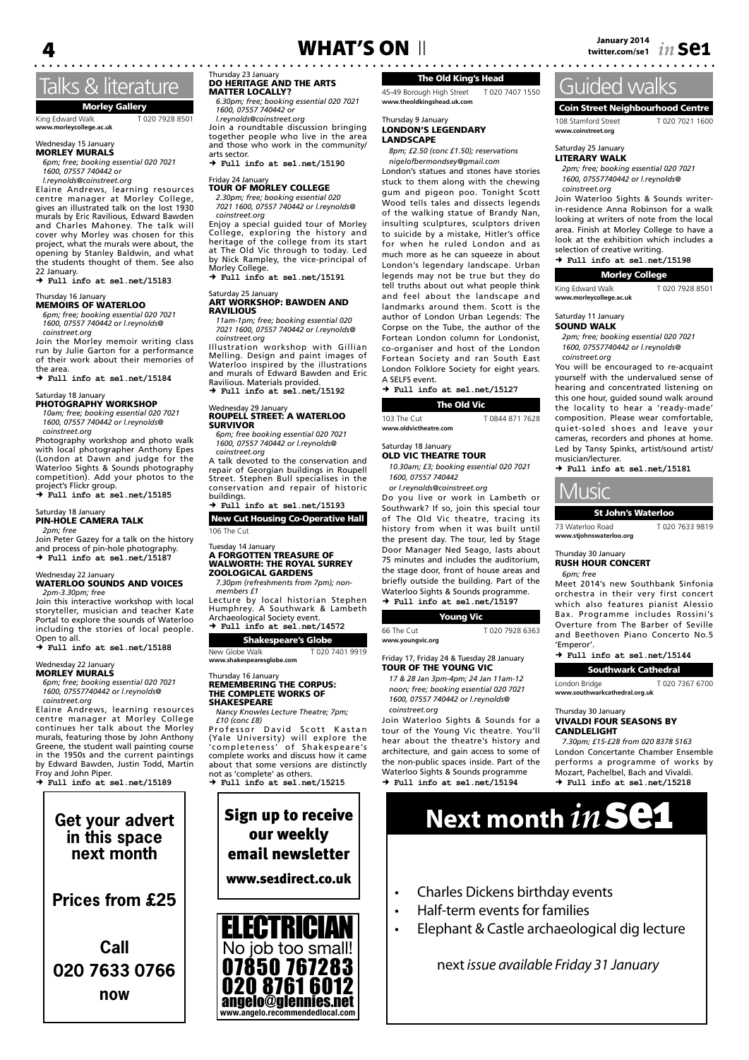# Talks & literature

## Morley Gallery

King Edward Walk T 020 7928 8501
www.morleycollege.ac.uk

Wednesday 15 January
### MORLEY MURALS

*6pm; free; booking essential 020 7021 1600, 07557 740442 or l.reynolds@coinstreet.org*

Elaine Andrews, learning resources centre manager at Morley College, gives an illustrated talk on the lost 1930 murals by Eric Ravilious, Edward Bawden and Charles Mahoney. The talk will cover why Morley was chosen for this project, what the murals were about, the opening by Stanley Baldwin, and what the students thought of them. See also 22 January.

→ **Full info at se1.net/15183**

Thursday 16 January
### MEMOIRS OF WATERLOO

*6pm; free; booking essential 020 7021 1600, 07557 740442 or l.reynolds@coinstreet.org*

Join the Morley memoir writing class run by Julie Garton for a performance of their work about their memories of the area.

→ **Full info at se1.net/15184**

Saturday 18 January
### PHOTOGRAPHY WORKSHOP

*10am; free; booking essential 020 7021 1600, 07557 740442 or l.reynolds@coinstreet.org*

Photography workshop and photo walk with local photographer Anthony Epes (London at Dawn and judge for the Waterloo Sights & Sounds photography competition). Add your photos to the project's Flickr group.

→ **Full info at se1.net/15185**

Saturday 18 January
### PIN-HOLE CAMERA TALK

*2pm; free*

Join Peter Gazey for a talk on the history and process of pin-hole photography.

→ **Full info at se1.net/15187**

Wednesday 22 January
### WATERLOO SOUNDS AND VOICES

*2pm-3.30pm; free*

Join this interactive workshop with local storyteller, musician and teacher Kate Portal to explore the sounds of Waterloo including the stories of local people. Open to all.

→ **Full info at se1.net/15188**

Wednesday 22 January
### MORLEY MURALS

*6pm; free; booking essential 020 7021 1600, 07557740442 or l.reynolds@coinstreet.org*

Elaine Andrews, learning resources centre manager at Morley College continues her talk about the Morley murals, featuring those by John Anthony Greene, the student wall painting course in the 1950s and the current paintings by Edward Bawden, Justin Todd, Martin Froy and John Piper.

→ **Full info at se1.net/15189**

Thursday 23 January
### DO HERITAGE AND THE ARTS MATTER LOCALLY?

*6.30pm; free; booking essential 020 7021 1600, 07557 740442 or l.reynolds@coinstreet.org*

Join a roundtable discussion bringing together people who live in the area and those who work in the community/arts sector.

→ **Full info at se1.net/15190**

Friday 24 January
### TOUR OF MORLEY COLLEGE

*2.30pm; free; booking essential 020 7021 1600, 07557 740442 or l.reynolds@coinstreet.org*

Enjoy a special guided tour of Morley College, exploring the history and heritage of the college from its start at The Old Vic through to today. Led by Nick Rampley, the vice-principal of Morley College.

→ **Full info at se1.net/15191**

Saturday 25 January
### ART WORKSHOP: BAWDEN AND RAVILIOUS

*11am-1pm; free; booking essential 020 7021 1600, 07557 740442 or l.reynolds@coinstreet.org*

Illustration workshop with Gillian Melling. Design and paint images of Waterloo inspired by the illustrations and murals of Edward Bawden and Eric Ravilious. Materials provided.

→ **Full info at se1.net/15192**

Wednesday 29 January
### ROUPELL STREET: A WATERLOO SURVIVOR

*6pm; free booking essential 020 7021 1600, 07557 740442 or l.reynolds@coinstreet.org*

A talk devoted to the conservation and repair of Georgian buildings in Roupell Street. Stephen Bull specialises in the conservation and repair of historic buildings.

→ **Full info at se1.net/15193**

## New Cut Housing Co-Operative Hall

106 The Cut

Tuesday 14 January
### A FORGOTTEN TREASURE OF WALWORTH: THE ROYAL SURREY ZOOLOGICAL GARDENS

*7.30pm (refreshments from 7pm); non-members £1*

Lecture by local historian Stephen Humphrey. A Southwark & Lambeth Archaeological Society event.

→ **Full info at se1.net/14572**

## Shakespeare's Globe

New Globe Walk T 020 7401 9919
www.shakespearesglobe.com

Thursday 16 January
### REMEMBERING THE CORPUS: THE COMPLETE WORKS OF SHAKESPEARE

*Nancy Knowles Lecture Theatre; 7pm; £10 (conc £8)*

Professor David Scott Kastan (Yale University) will explore the 'completeness' of Shakespeare's complete works and discuss how it came about that some versions are distinctly not as 'complete' as others.

→ **Full info at se1.net/15215**

## The Old King's Head

45-49 Borough High Street T 020 7407 1550
www.theoldkingshead.uk.com

Thursday 9 January
### LONDON'S LEGENDARY LANDSCAPE

*8pm; £2.50 (conc £1.50); reservations nigelofbermondsey@gmail.com*

London's statues and stones have stories stuck to them along with the chewing gum and pigeon poo. Tonight Scott Wood tells tales and dissects legends of the walking statue of Brandy Nan, insulting sculptures, sculptors driven to suicide by a mistake, Hitler's office for when he ruled London and as much more as he can squeeze in about London's legendary landscape. Urban legends may not be true but they do tell truths about out what people think and feel about the landscape and landmarks around them. Scott is the author of London Urban Legends: The Corpse on the Tube, the author of the Fortean London column for Londonist, co-organiser and host of the London Fortean Society and ran South East London Folklore Society for eight years. A SELFS event.

→ **Full info at se1.net/15127**

## The Old Vic

103 The Cut T 0844 871 7628
www.oldvictheatre.com

Saturday 18 January
### OLD VIC THEATRE TOUR

*10.30am; £3; booking essential 020 7021 1600, 07557 740442 or l.reynolds@coinstreet.org*

Do you live or work in Lambeth or Southwark? If so, join this special tour of The Old Vic theatre, tracing its history from when it was built until the present day. The tour, led by Stage Door Manager Ned Seago, lasts about 75 minutes and includes the auditorium, the stage door, front of house areas and briefly outside the building. Part of the Waterloo Sights & Sounds programme.

→ **Full info at se1.net/15197**

## Young Vic

66 The Cut T 020 7928 6363
www.youngvic.org

Friday 17, Friday 24 & Tuesday 28 January
### TOUR OF THE YOUNG VIC

*17 & 28 Jan 3pm-4pm; 24 Jan 11am-12 noon; free; booking essential 020 7021 1600, 07557 740442 or l.reynolds@coinstreet.org*

Join Waterloo Sights & Sounds for a tour of the Young Vic theatre. You'll hear about the theatre's history and architecture, and gain access to some of the non-public spaces inside. Part of the Waterloo Sights & Sounds programme

→ **Full info at se1.net/15194**

# Guided walks

## Coin Street Neighbourhood Centre

108 Stamford Street T 020 7021 1600
www.coinstreet.org

Saturday 25 January
### LITERARY WALK

*2pm; free; booking essential 020 7021 1600, 07557740442 or l.reynolds@coinstreet.org*

Join Waterloo Sights & Sounds writer-in-residence Anna Robinson for a walk looking at writers of note from the local area. Finish at Morley College to have a look at the exhibition which includes a selection of creative writing.

→ **Full info at se1.net/15198**

## Morley College

King Edward Walk T 020 7928 8501
www.morleycollege.ac.uk

Saturday 11 January
### SOUND WALK

*2pm; free; booking essential 020 7021 1600, 07557740442 or l.reynolds@coinstreet.org*

You will be encouraged to re-acquaint yourself with the undervalued sense of hearing and concentrated listening on this one hour, guided sound walk around the locality to hear a 'ready-made' composition. Please wear comfortable, quiet-soled shoes and leave your cameras, recorders and phones at home. Led by Tansy Spinks, artist/sound artist/musician/lecturer.

→ **Full info at se1.net/15181**

# Music

## St John's Waterloo

73 Waterloo Road T 020 7633 9819
www.stjohnswaterloo.org

Thursday 30 January
### RUSH HOUR CONCERT

*6pm; free*

Meet 2014's new Southbank Sinfonia orchestra in their very first concert which also features pianist Alessio Bax. Programme includes Rossini's Overture from The Barber of Seville and Beethoven Piano Concerto No.5 'Emperor'.

→ **Full info at se1.net/15144**

## Southwark Cathedral

London Bridge T 020 7367 6700
www.southwarkcathedral.org.uk

Thursday 30 January
### VIVALDI FOUR SEASONS BY CANDLELIGHT

*7.30pm; £15-£28 from 020 8378 5163*

London Concertante Chamber Ensemble performs a programme of works by Mozart, Pachelbel, Bach and Vivaldi.

→ **Full info at se1.net/15218**

---

**Get your advert in this space next month**

**Prices from £25**

**Call 020 7633 0766 now**

---

**Sign up to receive our weekly email newsletter**

**www.se1direct.co.uk**

---

**ELECTRICIAN**
No job too small!
07850 767283
020 8761 6012
angelo@glennies.net
www.angelo.recommendedlocal.com

---

## Next month *in* SE1

- Charles Dickens birthday events
- Half-term events for families
- Elephant & Castle archaeological dig lecture

next *issue available Friday 31 January*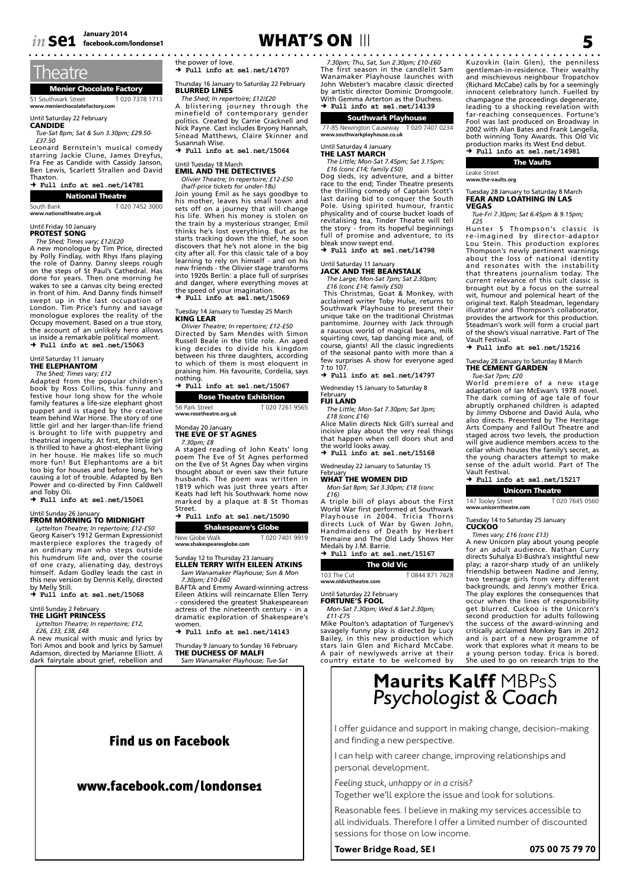# Theatre

## Menier Chocolate Factory

51 Southwark Street T 020 7378 1713
**www.menierchocolatefactory.com**

Until Saturday 22 February
### CANDIDE
*Tue-Sat 8pm; Sat & Sun 3.30pm; £29.50-£37.50*

Leonard Bernstein's musical comedy starring Jackie Clune, James Dreyfus, Fra Fee as Candide with Cassidy Janson, Ben Lewis, Scarlett Strallen and David Thaxton.

→ **Full info at se1.net/14781**

## National Theatre

South Bank T 020 7452 3000
**www.nationaltheatre.org.uk**

Until Friday 10 January
### PROTEST SONG
*The Shed; Times vary; £12/£20*

A new monologue by Tim Price, directed by Polly Findlay, with Rhys Ifans playing the role of Danny. Danny sleeps rough on the steps of St Paul's Cathedral. Has done for years. Then one morning he wakes to see a canvas city being erected in front of him. And Danny finds himself swept up in the last occupation of London. Tim Price's funny and savage monologue explores the reality of the Occupy movement. Based on a true story, the account of an unlikely hero allows us inside a remarkable political moment.

→ **Full info at se1.net/15063**

Until Saturday 11 January
### THE ELEPHANTOM
*The Shed; Times vary; £12*

Adapted from the popular children's book by Ross Collins, this funny and festive hour long show for the whole family features a life-size elephant ghost puppet and is staged by the creative team behind War Horse. The story of one little girl and her larger-than-life friend is brought to life with puppetry and theatrical ingenuity. At first, the little girl is thrilled to have a ghost-elephant living in her house. He makes life so much more fun! But Elephantoms are a bit too big for houses and before long, he's causing a lot of trouble. Adapted by Ben Power and co-directed by Finn Caldwell and Toby Oli.

→ **Full info at se1.net/15061**

Until Sunday 26 January
### FROM MORNING TO MIDNIGHT
*Lyttelton Theatre; In repertoire; £12-£50*

Georg Kaiser's 1912 German Expressionist masterpiece explores the tragedy of an ordinary man who steps outside his humdrum life and, over the course of one crazy, alienating day, destroys himself. Adam Godley leads the cast in this new version by Dennis Kelly, directed by Melly Still.

→ **Full info at se1.net/15068**

Until Sunday 2 February
### THE LIGHT PRINCESS
*Lyttelton Theatre; In repertoire; £12, £26, £33, £38, £48*

A new musical with music and lyrics by Tori Amos and book and lyrics by Samuel Adamson, directed by Marianne Elliott. A dark fairytale about grief, rebellion and the power of love.

→ **Full info at se1.net/14707**

Thursday 16 January to Saturday 22 February
### BLURRED LINES
*The Shed; In repertoire; £12/£20*

A blistering journey through the minefield of contemporary gender politics. Created by Carrie Cracknell and Nick Payne. Cast includes Bryony Hannah, Sinead Matthews, Claire Skinner and Susannah Wise.

→ **Full info at se1.net/15064**

Until Tuesday 18 March
### EMIL AND THE DETECTIVES
*Olivier Theatre; In repertoire; £12-£50 (half-price tickets for under-18s)*

Join young Emil as he says goodbye to his mother, leaves his small town and sets off on a journey that will change his life. When his money is stolen on the train by a mysterious stranger, Emil thinks he's lost everything. But as he starts tracking down the thief, he soon discovers that he's not alone in the big city after all. For this classic tale of a boy learning to rely on himself - and on his new friends - the Olivier stage transforms into 1920s Berlin: a place full of surprises and danger, where everything moves at the speed of your imagination.

→ **Full info at se1.net/15069**

Tuesday 14 January to Tuesday 25 March
### KING LEAR
*Olivier Theatre; In repertoire; £12-£50*

Directed by Sam Mendes with Simon Russell Beale in the title role. An aged king decides to divide his kingdom between his three daughters, according to which of them is most eloquent in praising him. His favourite, Cordelia, says nothing.

→ **Full info at se1.net/15067**

## Rose Theatre Exhibition

56 Park Street T 020 7261 9565
**www.rosetheatre.org.uk**

Monday 20 January
### THE EVE OF ST AGNES
*7.30pm; £8*

A staged reading of John Keats' long poem The Eve of St Agnes performed on the Eve of St Agnes Day when virgins thought about or even saw their future husbands. The poem was written in 1819 which was just three years after Keats had left his Southwark home now marked by a plaque at 8 St Thomas Street.

→ **Full info at se1.net/15090**

## Shakespeare's Globe

New Globe Walk T 020 7401 9919
**www.shakespearesglobe.com**

Sunday 12 to Thursday 23 January
### ELLEN TERRY WITH EILEEN ATKINS
*Sam Wanamaker Playhouse; Sun & Mon 7.30pm; £10-£60*

BAFTA and Emmy Award-winning actress Eileen Atkins will reincarnate Ellen Terry - considered the greatest Shakespearean actress of the nineteenth century - in a dramatic exploration of Shakespeare's women.

→ **Full info at se1.net/14143**

Thursday 9 January to Sunday 16 February
### THE DUCHESS OF MALFI
*Sam Wanamaker Playhouse; Tue-Sat 7.30pm; Thu, Sat, Sun 2.30pm; £10-£60*

The first season in the candlelit Sam Wanamaker Playhouse launches with John Webster's macabre classic directed by artistic director Dominic Dromgoole. With Gemma Arterton as the Duchess.

→ **Full info at se1.net/14139**

## Southwark Playhouse

77-85 Newington Causeway T 020 7407 0234
**www.southwarkplayhouse.co.uk**

Until Saturday 4 January
### THE LAST MARCH
*The Little; Mon-Sat 7.45pm; Sat 3.15pm; £16 (conc £14; family £50)*

Dog sleds, icy adventure, and a bitter race to the end; Tinder Theatre presents the thrilling comedy of Captain Scott's last daring bid to conquer the South Pole. Using spirited humour, frantic physicality and of course bucket loads of revitalising tea, Tinder Theatre will tell the story - from its hopeful beginnings full of promise and adventure, to its bleak snow swept end.

→ **Full info at se1.net/14798**

Until Saturday 11 January
### JACK AND THE BEANSTALK
*The Large; Mon-Sat 7pm; Sat 2.30pm; £16 (conc £14; family £50)*

This Christmas, Goat & Monkey, with acclaimed writer Toby Hulse, returns to Southwark Playhouse to present their unique take on the traditional Christmas pantomime. Journey with Jack through a raucous world of magical beans, milk squirting cows, tap dancing mice and, of course, giants! All the classic ingredients of the seasonal panto with more than a few surprises A show for everyone aged 7 to 107.

→ **Full info at se1.net/14797**

Wednesday 15 January to Saturday 8 February
### FIJI LAND
*The Little; Mon-Sat 7.30pm; Sat 3pm; £18 (conc £16)*

Alice Malin directs Nick Gill's surreal and incisive play about the very real things that happen when cell doors shut and the world looks away.

→ **Full info at se1.net/15168**

Wednesday 22 January to Saturday 15 February
### WHAT THE WOMEN DID
*Mon-Sat 8pm; Sat 3.30pm; £18 (conc £16)*

A triple bill of plays about the First World War first performed at Southwark Playhouse in 2004. Tricia Thorns directs Luck of War by Gwen John, Handmaidens of Death by Herbert Tremaine and The Old Lady Shows Her Medals by J.M. Barrie.

→ **Full info at se1.net/15167**

## The Old Vic

103 The Cut T 0844 871 7628
**www.oldvictheatre.com**

Until Saturday 22 February
### FORTUNE'S FOOL
*Mon-Sat 7.30pm; Wed & Sat 2.30pm; £11-£75*

Mike Poulton's adaptation of Turgenev's savagely funny play is directed by Lucy Bailey, in this new production which stars Iain Glen and Richard McCabe. A pair of newlyweds arrive at their country estate to be welcomed by Kuzovkin (Iain Glen), the penniless gentleman-in-residence. Their wealthy and mischievous neighbour Tropatchov (Richard McCabe) calls by for a seemingly innocent celebratory lunch. Fuelled by champagne the proceedings degenerate, leading to a shocking revelation with far-reaching consequences. Fortune's Fool was last produced on Broadway in 2002 with Alan Bates and Frank Langella, both winning Tony Awards. This Old Vic production marks its West End debut.

→ **Full info at se1.net/14981**

## The Vaults

Leake Street
**www.the-vaults.org**

Tuesday 28 January to Saturday 8 March
### FEAR AND LOATHING IN LAS VEGAS
*Tue-Fri 7.30pm; Sat 6.45pm & 9.15pm; £25*

Hunter S Thompson's classic is re-imagined by director-adaptor Lou Stein. This production explores Thompson's newly pertinent warnings about the loss of national identity and resonates with the instability that threatens journalism today. The current relevance of this cult classic is brought out by a focus on the surreal wit, humour and polemical heart of the original text. Ralph Steadman, legendary illustrator and Thompson's collaborator, provides the artwork for this production. Steadman's work will form a crucial part of the show's visual narrative. Part of The Vault Festival.

→ **Full info at se1.net/15216**

Tuesday 28 January to Saturday 8 March
### THE CEMENT GARDEN
*Tue-Sat 7pm; £20*

World premiere of a new stage adaptation of Ian McEwan's 1978 novel. The dark coming of age tale of four abruptly orphaned children is adapted by Jimmy Osborne and David Aula, who also directs. Presented by The Heritage Arts Company and FallOut Theatre and staged across two levels, the production will give audience members access to the cellar which houses the family's secret, as the young characters attempt to make sense of the adult world. Part of The Vault Festival.

→ **Full info at se1.net/15217**

## Unicorn Theatre

147 Tooley Street T 020 7645 0560
**www.unicorntheatre.com**

Tuesday 14 to Saturday 25 January
### CUCKOO
*Times vary; £16 (conc £13)*

A new Unicorn play about young people for an adult audience. Nathan Curry directs Suhalya El-Bushra's insightful new play; a razor-sharp study of an unlikely friendship between Nadine and Jenny, two teenage girls from very different backgrounds, and Jenny's mother Erica. The play explores the consequences that occur when the lines of responsibility get blurred. Cuckoo is the Unicorn's second production for adults following the success of the award-winning and critically acclaimed Monkey Bars in 2012 and is part of a new programme of work that explores what it means to be a young person today. Erica is bored. She used to go on research trips to the

---

## Find us on Facebook

## www.facebook.com/londonse1

---

## Maurits Kalff MBPsS
## *Psychologist & Coach*

I offer guidance and support in making change, decision-making and finding a new perspective.

I can help with career change, improving relationships and personal development.

*Feeling stuck, unhappy or in a crisis?*
Together we'll explore the issue and look for solutions.

Reasonable fees. I believe in making my services accessible to all individuals. Therefore I offer a limited number of discounted sessions for those on low income.

**Tower Bridge Road, SE1** **075 00 75 79 70**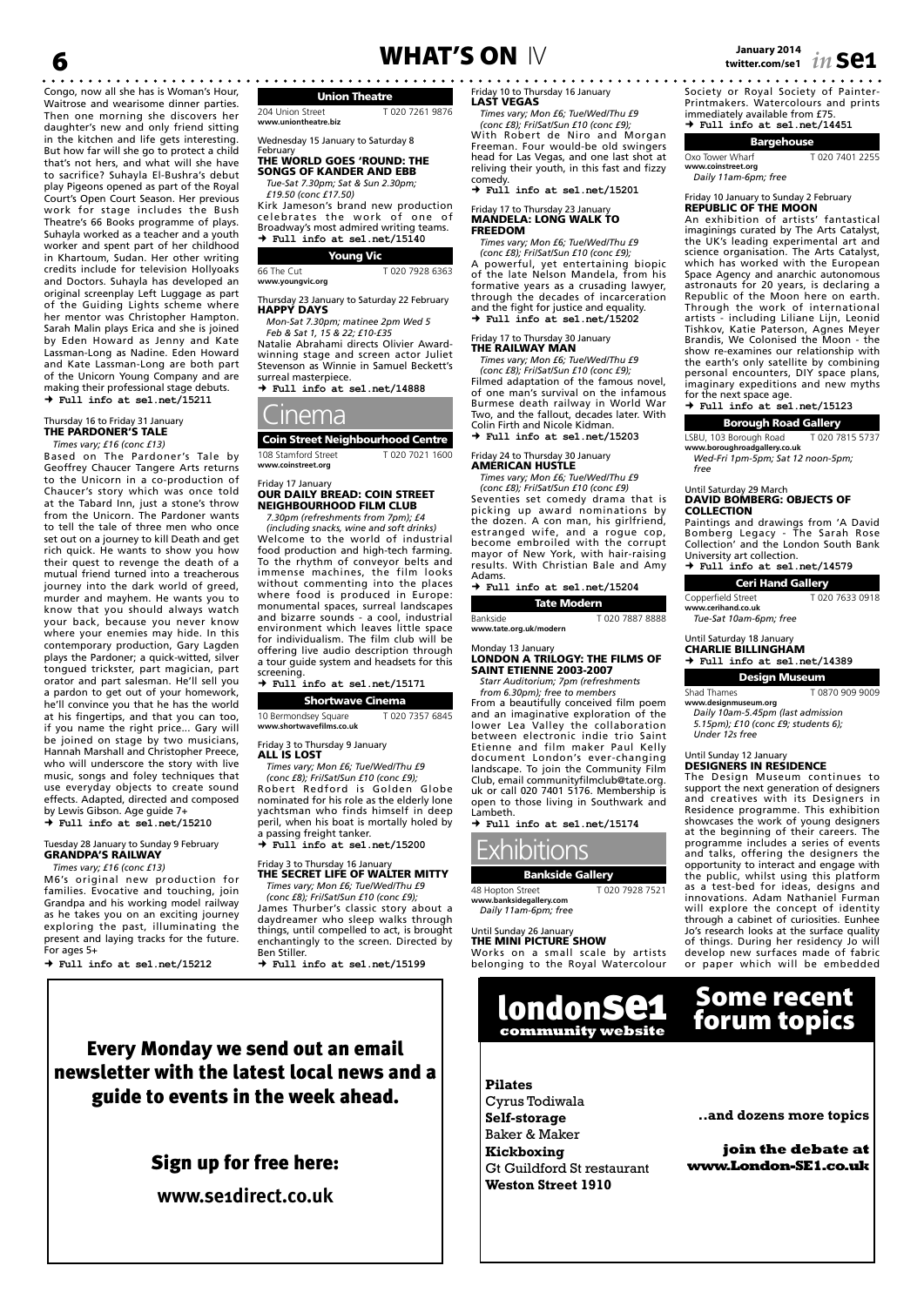Congo, now all she has is Woman's Hour, Waitrose and wearisome dinner parties. Then one morning she discovers her daughter's new and only friend sitting in the kitchen and life gets interesting. But how far will she go to protect a child that's not hers, and what will she have to sacrifice? Suhayla El-Bushra's debut play Pigeons opened as part of the Royal Court's Open Court Season. Her previous work for stage includes the Bush Theatre's 66 Books programme of plays. Suhayla worked as a teacher and a youth worker and spent part of her childhood in Khartoum, Sudan. Her other writing credits include for television Hollyoaks and Doctors. Suhayla has developed an original screenplay Left Luggage as part of the Guiding Lights scheme where her mentor was Christopher Hampton. Sarah Malin plays Erica and she is joined by Eden Howard as Jenny and Kate Lassman-Long as Nadine. Eden Howard and Kate Lassman-Long are both part of the Unicorn Young Company and are making their professional stage debuts.
→ **Full info at se1.net/15211**

Thursday 16 to Friday 31 January
### THE PARDONER'S TALE
*Times vary; £16 (conc £13)*

Based on The Pardoner's Tale by Geoffrey Chaucer Tangere Arts returns to the Unicorn in a co-production of Chaucer's story which was once told at the Tabard Inn, just a stone's throw from the Unicorn. The Pardoner wants to tell the tale of three men who once set out on a journey to kill Death and get rich quick. He wants to show you how their quest to revenge the death of a mutual friend turned into a treacherous journey into the dark world of greed, murder and mayhem. He wants you to know that you should always watch your back, because you never know where your enemies may hide. In this contemporary production, Gary Lagden plays the Pardoner; a quick-witted, silver tongued trickster, part magician, part orator and part salesman. He'll sell you a pardon to get out of your homework, he'll convince you that he has the world at his fingertips, and that you can too, if you name the right price... Gary will be joined on stage by two musicians, Hannah Marshall and Christopher Preece, who will underscore the story with live music, songs and foley techniques that use everyday objects to create sound effects. Adapted, directed and composed by Lewis Gibson. Age guide 7+
→ **Full info at se1.net/15210**

Tuesday 28 January to Sunday 9 February
### GRANDPA'S RAILWAY
*Times vary; £16 (conc £13)*

M6's original new production for families. Evocative and touching, join Grandpa and his working model railway as he takes you on an exciting journey exploring the past, illuminating the present and laying tracks for the future. For ages 5+
→ **Full info at se1.net/15212**

## Union Theatre
204 Union Street T 020 7261 9876
www.uniontheatre.biz

Wednesday 15 January to Saturday 8 February
### THE WORLD GOES 'ROUND: THE SONGS OF KANDER AND EBB
*Tue-Sat 7.30pm; Sat & Sun 2.30pm; £19.50 (conc £17.50)*

Kirk Jameson's brand new production celebrates the work of one of Broadway's most admired writing teams.
→ **Full info at se1.net/15140**

## Young Vic
66 The Cut T 020 7928 6363
www.youngvic.org

Thursday 23 January to Saturday 22 February
### HAPPY DAYS
*Mon-Sat 7.30pm; matinee 2pm Wed 5 Feb & Sat 1, 15 & 22; £10-£35*

Natalie Abrahami directs Olivier Award-winning stage and screen actor Juliet Stevenson as Winnie in Samuel Beckett's surreal masterpiece.
→ **Full info at se1.net/14888**

# Cinema

## Coin Street Neighbourhood Centre
108 Stamford Street T 020 7021 1600
www.coinstreet.org

Friday 17 January
### OUR DAILY BREAD: COIN STREET NEIGHBOURHOOD FILM CLUB
*7.30pm (refreshments from 7pm); £4 (including snacks, wine and soft drinks)*

Welcome to the world of industrial food production and high-tech farming. To the rhythm of conveyor belts and immense machines, the film looks without commenting into the places where food is produced in Europe: monumental spaces, surreal landscapes and bizarre sounds - a cool, industrial environment which leaves little space for individualism. The film club will be offering live audio description through a tour guide system and headsets for this screening.
→ **Full info at se1.net/15171**

## Shortwave Cinema
10 Bermondsey Square T 020 7357 6845
www.shortwavefilms.co.uk

Friday 3 to Thursday 9 January
### ALL IS LOST
*Times vary; Mon £6; Tue/Wed/Thu £9 (conc £8); Fri/Sat/Sun £10 (conc £9);*

Robert Redford is Golden Globe nominated for his role as the elderly lone yachtsman who finds himself in deep peril, when his boat is mortally holed by a passing freight tanker.
→ **Full info at se1.net/15200**

Friday 3 to Thursday 16 January
### THE SECRET LIFE OF WALTER MITTY
*Times vary; Mon £6; Tue/Wed/Thu £9 (conc £8); Fri/Sat/Sun £10 (conc £9);*

James Thurber's classic story about a daydreamer who sleep walks through things, until compelled to act, is brought enchantingly to the screen. Directed by Ben Stiller.
→ **Full info at se1.net/15199**

Friday 10 to Thursday 16 January
### LAST VEGAS
*Times vary; Mon £6; Tue/Wed/Thu £9 (conc £8); Fri/Sat/Sun £10 (conc £9);*

With Robert de Niro and Morgan Freeman. Four would-be old swingers head for Las Vegas, and one last shot at reliving their youth, in this fast and fizzy comedy.
→ **Full info at se1.net/15201**

Friday 17 to Thursday 23 January
### MANDELA: LONG WALK TO FREEDOM
*Times vary; Mon £6; Tue/Wed/Thu £9 (conc £8); Fri/Sat/Sun £10 (conc £9);*

A powerful, yet entertaining biopic of the late Nelson Mandela, from his formative years as a crusading lawyer, through the decades of incarceration and the fight for justice and equality.
→ **Full info at se1.net/15202**

Friday 17 to Thursday 30 January
### THE RAILWAY MAN
*Times vary; Mon £6; Tue/Wed/Thu £9 (conc £8); Fri/Sat/Sun £10 (conc £9);*

Filmed adaptation of the famous novel, of one man's survival on the infamous Burmese death railway in World War Two, and the fallout, decades later. With Colin Firth and Nicole Kidman.
→ **Full info at se1.net/15203**

Friday 24 to Thursday 30 January
### AMERICAN HUSTLE
*Times vary; Mon £6; Tue/Wed/Thu £9 (conc £8); Fri/Sat/Sun £10 (conc £9)*

Seventies set comedy drama that is picking up award nominations by the dozen. A con man, his girlfriend, estranged wife, and a rogue cop, become embroiled with the corrupt mayor of New York, with hair-raising results. With Christian Bale and Amy Adams.
→ **Full info at se1.net/15204**

## Tate Modern
Bankside T 020 7887 8888
www.tate.org.uk/modern

Monday 13 January
### LONDON A TRILOGY: THE FILMS OF SAINT ETIENNE 2003-2007
*Starr Auditorium; 7pm (refreshments from 6.30pm); free to members*

From a beautifully conceived film poem and an imaginative exploration of the lower Lea Valley the collaboration between electronic indie trio Saint Etienne and film maker Paul Kelly document London's ever-changing landscape. To join the Community Film Club, email communityfilmclub@tate.org.uk or call 020 7401 5176. Membership is open to those living in Southwark and Lambeth.
→ **Full info at se1.net/15174**

# Exhibitions

## Bankside Gallery
48 Hopton Street T 020 7928 7521
www.banksidegallery.com
*Daily 11am-6pm; free*

Until Sunday 26 January
### THE MINI PICTURE SHOW
Works on a small scale by artists belonging to the Royal Watercolour Society or Royal Society of Painter-Printmakers. Watercolours and prints immediately available from £75.
→ **Full info at se1.net/14451**

## Bargehouse
Oxo Tower Wharf T 020 7401 2255
www.coinstreet.org
*Daily 11am-6pm; free*

Friday 10 January to Sunday 2 February
### REPUBLIC OF THE MOON
An exhibition of artists' fantastical imaginings curated by The Arts Catalyst, the UK's leading experimental art and science organisation. The Arts Catalyst, which has worked with the European Space Agency and anarchic autonomous astronauts for 20 years, is declaring a Republic of the Moon here on earth. Through the work of international artists - including Liliane Lijn, Leonid Tishkov, Katie Paterson, Agnes Meyer Brandis, We Colonised the Moon - the show re-examines our relationship with the earth's only satellite by combining personal encounters, DIY space plans, imaginary expeditions and new myths for the next space age.
→ **Full info at se1.net/15123**

## Borough Road Gallery
LSBU, 103 Borough Road T 020 7815 5737
www.boroughroadgallery.co.uk
*Wed-Fri 1pm-5pm; Sat 12 noon-5pm; free*

Until Saturday 29 March
### DAVID BOMBERG: OBJECTS OF COLLECTION
Paintings and drawings from 'A David Bomberg Legacy - The Sarah Rose Collection' and the London South Bank University art collection.
→ **Full info at se1.net/14579**

## Ceri Hand Gallery
Copperfield Street T 020 7633 0918
www.cerihand.co.uk
*Tue-Sat 10am-6pm; free*

Until Saturday 18 January
### CHARLIE BILLINGHAM
→ **Full info at se1.net/14389**

## Design Museum
Shad Thames T 0870 909 9009
www.designmuseum.org
*Daily 10am-5.45pm (last admission 5.15pm); £10 (conc £9; students 6); Under 12s free*

Until Sunday 12 January
### DESIGNERS IN RESIDENCE
The Design Museum continues to support the next generation of designers and creatives with its Designers in Residence programme. This exhibition showcases the work of young designers at the beginning of their careers. The programme includes a series of events and talks, offering the designers the opportunity to interact and engage with the public, whilst using this platform as a test-bed for ideas, designs and innovations. Adam Nathaniel Furman will explore the concept of identity through a cabinet of curiosities. Eunhee Jo's research looks at the surface quality of things. During her residency Jo will develop new surfaces made of fabric or paper which will be embedded

---

**Every Monday we send out an email newsletter with the latest local news and a guide to events in the week ahead.**

**Sign up for free here:**

**www.se1direct.co.uk**

---

**londonSE1 community website**

## Some recent forum topics

**Pilates**
Cyrus Todiwala
**Self-storage**
Baker & Maker
**Kickboxing**
Gt Guildford St restaurant
**Weston Street 1910**

**..and dozens more topics**

**join the debate at www.London-SE1.co.uk**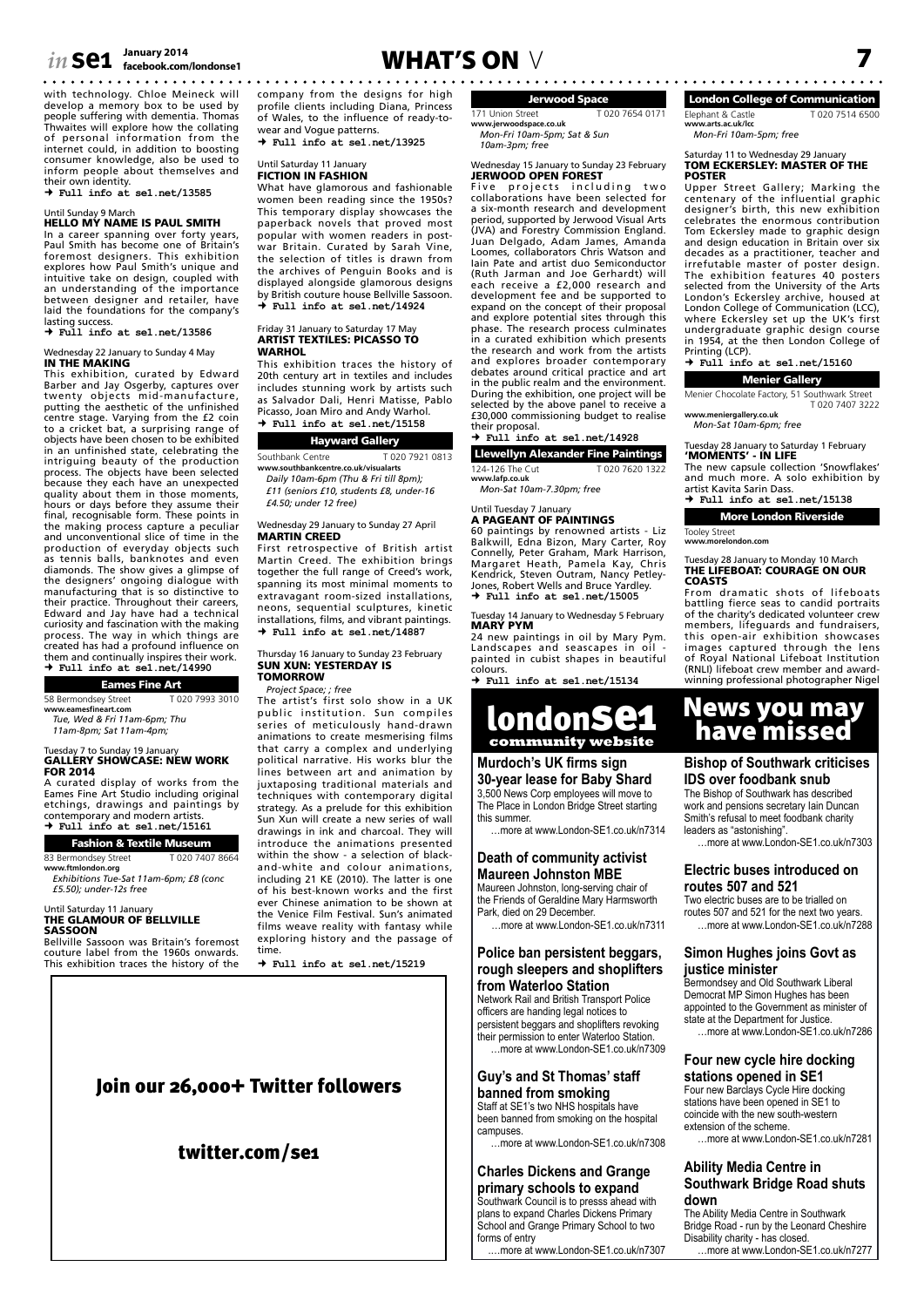with technology. Chloe Meineck will develop a memory box to be used by people suffering with dementia. Thomas Thwaites will explore how the collating of personal information from the internet could, in addition to boosting consumer knowledge, also be used to inform people about themselves and their own identity.

→ **Full info at se1.net/13585**

Until Sunday 9 March
### HELLO MY NAME IS PAUL SMITH

In a career spanning over forty years, Paul Smith has become one of Britain's foremost designers. This exhibition explores how Paul Smith's unique and intuitive take on design, coupled with an understanding of the importance between designer and retailer, have laid the foundations for the company's lasting success.

→ **Full info at se1.net/13586**

Wednesday 22 January to Sunday 4 May
### IN THE MAKING

This exhibition, curated by Edward Barber and Jay Osgerby, captures over twenty objects mid-manufacture, putting the aesthetic of the unfinished centre stage. Varying from the £2 coin to a cricket bat, a surprising range of objects have been chosen to be exhibited in an unfinished state, celebrating the intriguing beauty of the production process. The objects have been selected because they each have an unexpected quality about them in those moments, hours or days before they assume their final, recognisable form. These points in the making process capture a peculiar and unconventional slice of time in the production of everyday objects such as tennis balls, banknotes and even diamonds. The show gives a glimpse of the designers' ongoing dialogue with manufacturing that is so distinctive to their practice. Throughout their careers, Edward and Jay have had a technical curiosity and fascination with the making process. The way in which things are created has had a profound influence on them and continually inspires their work.

→ **Full info at se1.net/14990**

## Eames Fine Art

58 Bermondsey Street T 020 7993 3010
**www.eamesfineart.com**
*Tue, Wed & Fri 11am-6pm; Thu 11am-8pm; Sat 11am-4pm;*

Tuesday 7 to Sunday 19 January
### GALLERY SHOWCASE: NEW WORK FOR 2014

A curated display of works from the Eames Fine Art Studio including original etchings, drawings and paintings by contemporary and modern artists.

→ **Full info at se1.net/15161**

## Fashion & Textile Museum

83 Bermondsey Street T 020 7407 8664
**www.ftmlondon.org**
*Exhibitions Tue-Sat 11am-6pm; £8 (conc £5.50); under-12s free*

Until Saturday 11 January
### THE GLAMOUR OF BELLVILLE SASSOON

Bellville Sassoon was Britain's foremost couture label from the 1960s onwards. This exhibition traces the history of the company from the designs for high profile clients including Diana, Princess of Wales, to the influence of ready-to-wear and Vogue patterns.

→ **Full info at se1.net/13925**

Until Saturday 11 January
### FICTION IN FASHION

What have glamorous and fashionable women been reading since the 1950s? This temporary display showcases the paperback novels that proved most popular with women readers in post-war Britain. Curated by Sarah Vine, the selection of titles is drawn from the archives of Penguin Books and is displayed alongside glamorous designs by British couture house Bellville Sassoon.

→ **Full info at se1.net/14924**

Friday 31 January to Saturday 17 May
### ARTIST TEXTILES: PICASSO TO WARHOL

This exhibition traces the history of 20th century art in textiles and includes includes stunning work by artists such as Salvador Dali, Henri Matisse, Pablo Picasso, Joan Miro and Andy Warhol.

→ **Full info at se1.net/15158**

## Hayward Gallery

Southbank Centre T 020 7921 0813
**www.southbankcentre.co.uk/visualarts**
*Daily 10am-6pm (Thu & Fri till 8pm); £11 (seniors £10, students £8, under-16 £4.50; under 12 free)*

Wednesday 29 January to Sunday 27 April
### MARTIN CREED

First retrospective of British artist Martin Creed. The exhibition brings together the full range of Creed's work, spanning its most minimal moments to extravagant room-sized installations, neons, sequential sculptures, kinetic installations, films, and vibrant paintings.

→ **Full info at se1.net/14887**

Thursday 16 January to Sunday 23 February
### SUN XUN: YESTERDAY IS TOMORROW

*Project Space; ; free*

The artist's first solo show in a UK public institution. Sun compiles series of meticulously hand-drawn animations to create mesmerising films that carry a complex and underlying political narrative. His works blur the lines between art and animation by juxtaposing traditional materials and techniques with contemporary digital strategy. As a prelude for this exhibition Sun Xun will create a new series of wall drawings in ink and charcoal. They will introduce the animations presented within the show - a selection of black-and-white and colour animations, including 21 KE (2010). The latter is one of his best-known works and the first ever Chinese animation to be shown at the Venice Film Festival. Sun's animated films weave reality with fantasy while exploring history and the passage of time.

→ **Full info at se1.net/15219**

## Jerwood Space

171 Union Street T 020 7654 0171
**www.jerwoodspace.co.uk**
*Mon-Fri 10am-5pm; Sat & Sun 10am-3pm; free*

Wednesday 15 January to Sunday 23 February
### JERWOOD OPEN FOREST

Five projects including two collaborations have been selected for a six-month research and development period, supported by Jerwood Visual Arts (JVA) and Forestry Commission England. Juan Delgado, Adam James, Amanda Loomes, collaborators Chris Watson and Iain Pate and artist duo Semiconductor (Ruth Jarman and Joe Gerhardt) will each receive a £2,000 research and development fee and be supported to expand on the concept of their proposal and explore potential sites through this phase. The research process culminates in a curated exhibition which presents the research and work from the artists and explores broader contemporary debates around critical practice and art in the public realm and the environment. During the exhibition, one project will be selected by the above panel to receive a £30,000 commissioning budget to realise their proposal.

→ **Full info at se1.net/14928**

## Llewellyn Alexander Fine Paintings

124-126 The Cut T 020 7620 1322
**www.lafp.co.uk**
*Mon-Sat 10am-7.30pm; free*

Until Tuesday 7 January
### A PAGEANT OF PAINTINGS

60 paintings by renowned artists - Liz Balkwill, Edna Bizon, Mary Carter, Roy Connelly, Peter Graham, Mark Harrison, Margaret Heath, Pamela Kay, Chris Kendrick, Steven Outram, Nancy Petley-Jones, Robert Wells and Bruce Yardley.

→ **Full info at se1.net/15005**

Tuesday 14 January to Wednesday 5 February
### MARY PYM

24 new paintings in oil by Mary Pym. Landscapes and seascapes in oil - painted in cubist shapes in beautiful colours.

→ **Full info at se1.net/15134**

## London College of Communication

Elephant & Castle T 020 7514 6500
**www.arts.ac.uk/lcc**
*Mon-Fri 10am-5pm; free*

Saturday 11 to Wednesday 29 January
### TOM ECKERSLEY: MASTER OF THE POSTER

Upper Street Gallery; Marking the centenary of the influential graphic designer's birth, this new exhibition celebrates the enormous contribution Tom Eckersley made to graphic design and design education in Britain over six decades as a practitioner, teacher and irrefutable master of poster design. The exhibition features 40 posters selected from the University of the Arts London's Eckersley archive, housed at London College of Communication (LCC), where Eckersley set up the UK's first undergraduate graphic design course in 1954, at the then London College of Printing (LCP).

→ **Full info at se1.net/15160**

## Menier Gallery

Menier Chocolate Factory, 51 Southwark Street T 020 7407 3222
**www.meniergallery.co.uk**
*Mon-Sat 10am-6pm; free*

Tuesday 28 January to Saturday 1 February
### 'MOMENTS' - IN LIFE

The new capsule collection 'Snowflakes' and much more. A solo exhibition by artist Kavita Sarin Dass.

→ **Full info at se1.net/15138**

## More London Riverside

Tooley Street
**www.morelondon.com**

Tuesday 28 January to Monday 10 March
### THE LIFEBOAT: COURAGE ON OUR COASTS

From dramatic shots of lifeboats battling fierce seas to candid portraits of the charity's dedicated volunteer crew members, lifeguards and fundraisers, this open-air exhibition showcases images captured through the lens of Royal National Lifeboat Institution (RNLI) lifeboat crew member and award-winning professional photographer Nigel

## londonSE1 community website

### Murdoch's UK firms sign 30-year lease for Baby Shard

3,500 News Corp employees will move to The Place in London Bridge Street starting this summer.
…more at www.London-SE1.co.uk/n7314

### Death of community activist Maureen Johnston MBE

Maureen Johnston, long-serving chair of the Friends of Geraldine Mary Harmsworth Park, died on 29 December.
…more at www.London-SE1.co.uk/n7311

### Police ban persistent beggars, rough sleepers and shoplifters from Waterloo Station

Network Rail and British Transport Police officers are handing legal notices to persistent beggars and shoplifters revoking their permission to enter Waterloo Station.
…more at www.London-SE1.co.uk/n7309

### Guy's and St Thomas' staff banned from smoking

Staff at SE1's two NHS hospitals have been banned from smoking on the hospital campuses.
…more at www.London-SE1.co.uk/n7308

### Charles Dickens and Grange primary schools to expand

Southwark Council is to presss ahead with plans to expand Charles Dickens Primary School and Grange Primary School to two forms of entry
….more at www.London-SE1.co.uk/n7307

## News you may have missed

### Bishop of Southwark criticises IDS over foodbank snub

The Bishop of Southwark has described work and pensions secretary Iain Duncan Smith's refusal to meet foodbank charity leaders as "astonishing".
…more at www.London-SE1.co.uk/n7303

### Electric buses introduced on routes 507 and 521

Two electric buses are to be trialled on routes 507 and 521 for the next two years.
…more at www.London-SE1.co.uk/n7288

### Simon Hughes joins Govt as justice minister

Bermondsey and Old Southwark Liberal Democrat MP Simon Hughes has been appointed to the Government as minister of state at the Department for Justice.
…more at www.London-SE1.co.uk/n7286

### Four new cycle hire docking stations opened in SE1

Four new Barclays Cycle Hire docking stations have been opened in SE1 to coincide with the new south-western extension of the scheme.
…more at www.London-SE1.co.uk/n7281

### Ability Media Centre in Southwark Bridge Road shuts down

The Ability Media Centre in Southwark Bridge Road - run by the Leonard Cheshire Disability charity - has closed.
…more at www.London-SE1.co.uk/n7277

## Join our 26,000+ Twitter followers

## twitter.com/se1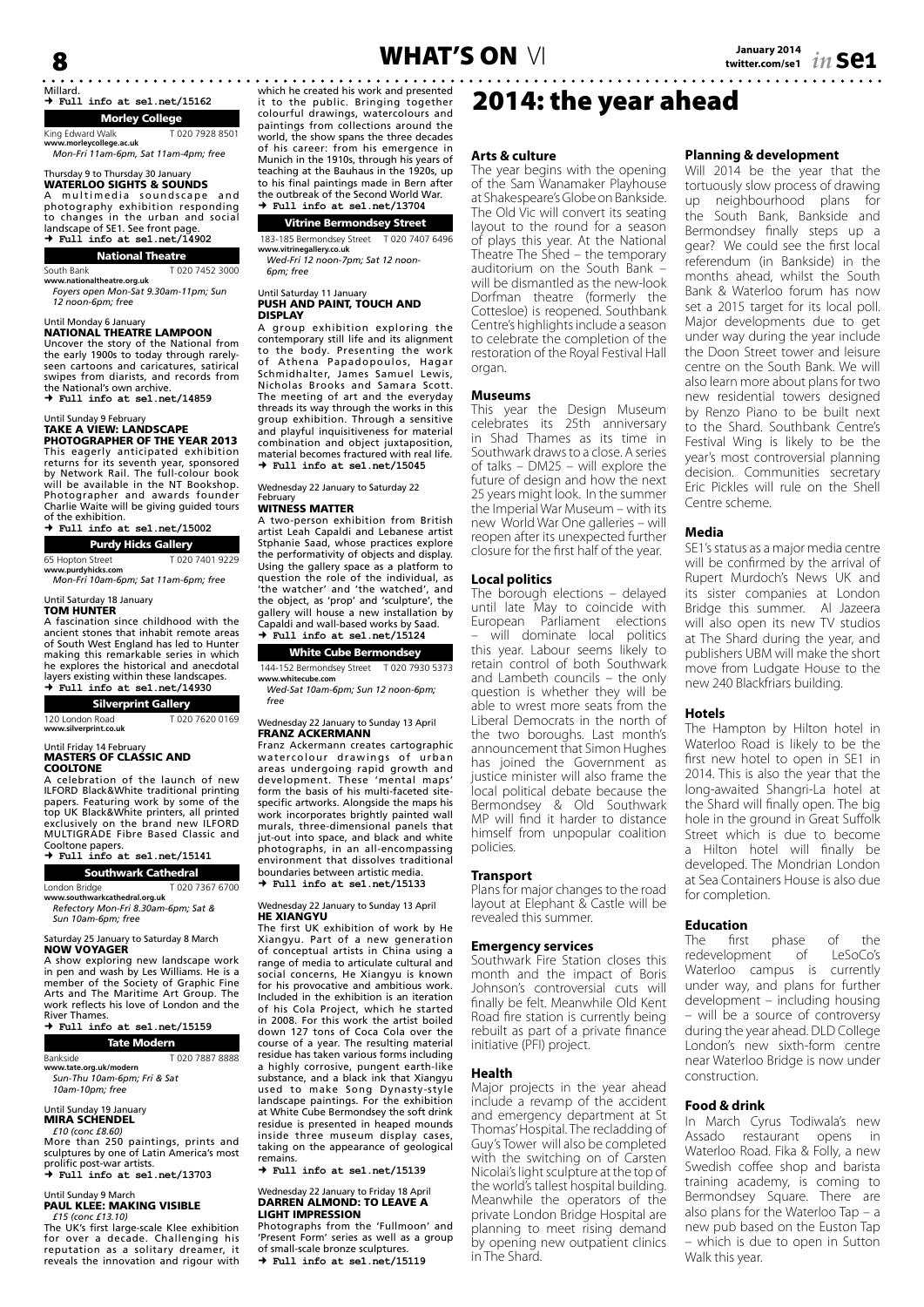Millard.

➜ **Full info at se1.net/15162**

### Morley College

King Edward Walk T 020 7928 8501
**www.morleycollege.ac.uk**
*Mon-Fri 11am-6pm, Sat 11am-4pm; free*

Thursday 9 to Thursday 30 January
**WATERLOO SIGHTS & SOUNDS**
A multimedia soundscape and photography exhibition responding to changes in the urban and social landscape of SE1. See front page.
➜ **Full info at se1.net/14902**

### National Theatre

South Bank T 020 7452 3000
**www.nationaltheatre.org.uk**
*Foyers open Mon-Sat 9.30am-11pm; Sun 12 noon-6pm; free*

Until Monday 6 January
**NATIONAL THEATRE LAMPOON**
Uncover the story of the National from the early 1900s to today through rarely-seen cartoons and caricatures, satirical swipes from diarists, and records from the National's own archive.
➜ **Full info at se1.net/14859**

Until Sunday 9 February
**TAKE A VIEW: LANDSCAPE PHOTOGRAPHER OF THE YEAR 2013**
This eagerly anticipated exhibition returns for its seventh year, sponsored by Network Rail. The full-colour book will be available in the NT Bookshop. Photographer and awards founder Charlie Waite will be giving guided tours of the exhibition.
➜ **Full info at se1.net/15002**

### Purdy Hicks Gallery

65 Hopton Street T 020 7401 9229
**www.purdyhicks.com**
*Mon-Fri 10am-6pm; Sat 11am-6pm; free*

Until Saturday 18 January
**TOM HUNTER**
A fascination since childhood with the ancient stones that inhabit remote areas of South West England has led to Hunter making this remarkable series in which he explores the historical and anecdotal layers existing within these landscapes.
➜ **Full info at se1.net/14930**

### Silverprint Gallery

120 London Road T 020 7620 0169
**www.silverprint.co.uk**

Until Friday 14 February
**MASTERS OF CLASSIC AND COOLTONE**
A celebration of the launch of new ILFORD Black&White traditional printing papers. Featuring work by some of the top UK Black&White printers, all printed exclusively on the brand new ILFORD MULTIGRADE Fibre Based Classic and Cooltone papers.
➜ **Full info at se1.net/15141**

### Southwark Cathedral

London Bridge T 020 7367 6700
**www.southwarkcathedral.org.uk**
*Refectory Mon-Fri 8.30am-6pm; Sat & Sun 10am-6pm; free*

Saturday 25 January to Saturday 8 March
**NOW VOYAGER**
A show exploring new landscape work in pen and wash by Les Williams. He is a member of the Society of Graphic Fine Arts and The Maritime Art Group. The work reflects his love of London and the River Thames.
➜ **Full info at se1.net/15159**

### Tate Modern

Bankside T 020 7887 8888
**www.tate.org.uk/modern**
*Sun-Thu 10am-6pm; Fri & Sat 10am-10pm; free*

Until Sunday 19 January
**MIRA SCHENDEL**
*£10 (conc £8.60)*
More than 250 paintings, prints and sculptures by one of Latin America's most prolific post-war artists.
➜ **Full info at se1.net/13703**

Until Sunday 9 March
**PAUL KLEE: MAKING VISIBLE**
*£15 (conc £13.10)*
The UK's first large-scale Klee exhibition for over a decade. Challenging his reputation as a solitary dreamer, it reveals the innovation and rigour with which he created his work and presented it to the public. Bringing together colourful drawings, watercolours and paintings from collections around the world, the show spans the three decades of his career: from his emergence in Munich in the 1910s, through his years of teaching at the Bauhaus in the 1920s, up to his final paintings made in Bern after the outbreak of the Second World War.
➜ **Full info at se1.net/13704**

### Vitrine Bermondsey Street

183-185 Bermondsey Street T 020 7407 6496
**www.vitrinegallery.co.uk**
*Wed-Fri 12 noon-7pm; Sat 12 noon-6pm; free*

Until Saturday 11 January
**PUSH AND PAINT, TOUCH AND DISPLAY**
A group exhibition exploring the contemporary still life and its alignment to the body. Presenting the work of Athena Papadopoulos, Hagar Schmidhalter, James Samuel Lewis, Nicholas Brooks and Samara Scott. The meeting of art and the everyday threads its way through the works in this group exhibition. Through a sensitive and playful inquisitiveness for material combination and object juxtaposition, material becomes fractured with real life.
➜ **Full info at se1.net/15045**

Wednesday 22 January to Saturday 22 February
**WITNESS MATTER**
A two-person exhibition from British artist Leah Capaldi and Lebanese artist Stphanie Saad, whose practices explore the performativity of objects and display. Using the gallery space as a platform to question the role of the individual, as 'the watcher' and 'the watched', and the object, as 'prop' and 'sculpture', the gallery will house a new installation by Capaldi and wall-based works by Saad.
➜ **Full info at se1.net/15124**

### White Cube Bermondsey

144-152 Bermondsey Street T 020 7930 5373
**www.whitecube.com**
*Wed-Sat 10am-6pm; Sun 12 noon-6pm; free*

Wednesday 22 January to Sunday 13 April
**FRANZ ACKERMANN**
Franz Ackermann creates cartographic watercolour drawings of urban areas undergoing rapid growth and development. These 'mental maps' form the basis of his multi-faceted site-specific artworks. Alongside the maps his work incorporates brightly painted wall murals, three-dimensional panels that jut-out into space, and black and white photographs, in an all-encompassing environment that dissolves traditional boundaries between artistic media.
➜ **Full info at se1.net/15133**

Wednesday 22 January to Sunday 13 April
**HE XIANGYU**
The first UK exhibition of work by He Xiangyu. Part of a new generation of conceptual artists in China using a range of media to articulate cultural and social concerns, He Xiangyu is known for his provocative and ambitious work. Included in the exhibition is an iteration of his Cola Project, which he started in 2008. For this work the artist boiled down 127 tons of Coca Cola over the course of a year. The resulting material residue has taken various forms including a highly corrosive, pungent earth-like substance, and a black ink that Xiangyu used to make Song Dynasty-style landscape paintings. For the exhibition at White Cube Bermondsey the soft drink residue is presented in heaped mounds inside three museum display cases, taking on the appearance of geological remains.
➜ **Full info at se1.net/15139**

Wednesday 22 January to Friday 18 April
**DARREN ALMOND: TO LEAVE A LIGHT IMPRESSION**
Photographs from the 'Fullmoon' and 'Present Form' series as well as a group of small-scale bronze sculptures.
➜ **Full info at se1.net/15119**

# 2014: the year ahead

## Arts & culture

The year begins with the opening of the Sam Wanamaker Playhouse at Shakespeare's Globe on Bankside. The Old Vic will convert its seating layout to the round for a season of plays this year. At the National Theatre The Shed – the temporary auditorium on the South Bank – will be dismantled as the new-look Dorfman theatre (formerly the Cottesloe) is reopened. Southbank Centre's highlights include a season to celebrate the completion of the restoration of the Royal Festival Hall organ.

## Museums

This year the Design Museum celebrates its 25th anniversary in Shad Thames as its time in Southwark draws to a close. A series of talks – DM25 – will explore the future of design and how the next 25 years might look. In the summer the Imperial War Museum – with its new World War One galleries – will reopen after its unexpected further closure for the first half of the year.

## Local politics

The borough elections – delayed until late May to coincide with European Parliament elections – will dominate local politics this year. Labour seems likely to retain control of both Southwark and Lambeth councils – the only question is whether they will be able to wrest more seats from the Liberal Democrats in the north of the two boroughs. Last month's announcement that Simon Hughes has joined the Government as justice minister will also frame the local political debate because the Bermondsey & Old Southwark MP will find it harder to distance himself from unpopular coalition policies.

## Transport

Plans for major changes to the road layout at Elephant & Castle will be revealed this summer.

## Emergency services

Southwark Fire Station closes this month and the impact of Boris Johnson's controversial cuts will finally be felt. Meanwhile Old Kent Road fire station is currently being rebuilt as part of a private finance initiative (PFI) project.

## Health

Major projects in the year ahead include a revamp of the accident and emergency department at St Thomas' Hospital. The recladding of Guy's Tower will also be completed with the switching on of Carsten Nicolai's light sculpture at the top of the world's tallest hospital building. Meanwhile the operators of the private London Bridge Hospital are planning to meet rising demand by opening new outpatient clinics in The Shard.

## Planning & development

Will 2014 be the year that the tortuously slow process of drawing up neighbourhood plans for the South Bank, Bankside and Bermondsey finally steps up a gear? We could see the first local referendum (in Bankside) in the months ahead, whilst the South Bank & Waterloo forum has now set a 2015 target for its local poll. Major developments due to get under way during the year include the Doon Street tower and leisure centre on the South Bank. We will also learn more about plans for two new residential towers designed by Renzo Piano to be built next to the Shard. Southbank Centre's Festival Wing is likely to be the year's most controversial planning decision. Communities secretary Eric Pickles will rule on the Shell Centre scheme.

## Media

SE1's status as a major media centre will be confirmed by the arrival of Rupert Murdoch's News UK and its sister companies at London Bridge this summer. Al Jazeera will also open its new TV studios at The Shard during the year, and publishers UBM will make the short move from Ludgate House to the new 240 Blackfriars building.

## Hotels

The Hampton by Hilton hotel in Waterloo Road is likely to be the first new hotel to open in SE1 in 2014. This is also the year that the long-awaited Shangri-La hotel at the Shard will finally open. The big hole in the ground in Great Suffolk Street which is due to become a Hilton hotel will finally be developed. The Mondrian London at Sea Containers House is also due for completion.

## Education

The first phase of the redevelopment of LeSoCo's Waterloo campus is currently under way, and plans for further development – including housing – will be a source of controversy during the year ahead. DLD College London's new sixth-form centre near Waterloo Bridge is now under construction.

## Food & drink

In March Cyrus Todiwala's new Assado restaurant opens in Waterloo Road. Fika & Folly, a new Swedish coffee shop and barista training academy, is coming to Bermondsey Square. There are also plans for the Waterloo Tap – a new pub based on the Euston Tap – which is due to open in Sutton Walk this year.